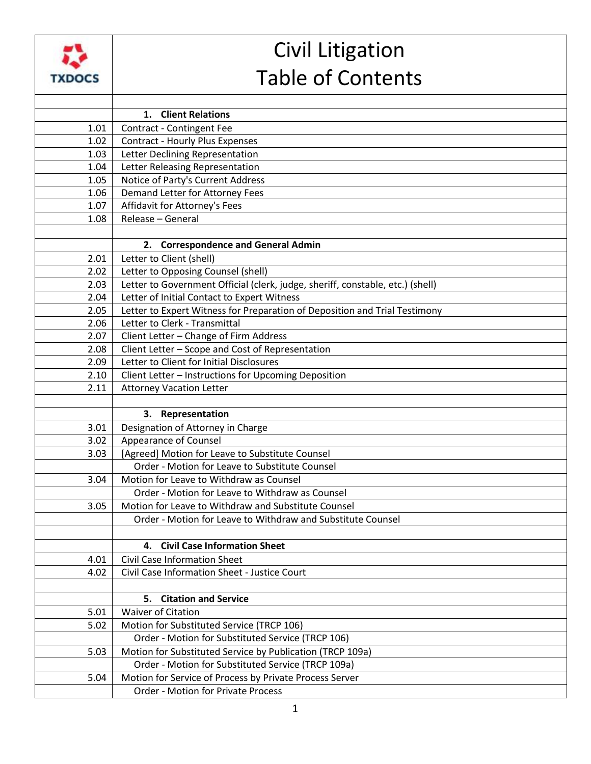# Civil Litigation Table of Contents

TXDOCS

| | |
|---|---|
| | **1. Client Relations** |
| 1.01 | Contract - Contingent Fee |
| 1.02 | Contract - Hourly Plus Expenses |
| 1.03 | Letter Declining Representation |
| 1.04 | Letter Releasing Representation |
| 1.05 | Notice of Party's Current Address |
| 1.06 | Demand Letter for Attorney Fees |
| 1.07 | Affidavit for Attorney's Fees |
| 1.08 | Release – General |
| | |
| | **2. Correspondence and General Admin** |
| 2.01 | Letter to Client (shell) |
| 2.02 | Letter to Opposing Counsel (shell) |
| 2.03 | Letter to Government Official (clerk, judge, sheriff, constable, etc.) (shell) |
| 2.04 | Letter of Initial Contact to Expert Witness |
| 2.05 | Letter to Expert Witness for Preparation of Deposition and Trial Testimony |
| 2.06 | Letter to Clerk - Transmittal |
| 2.07 | Client Letter – Change of Firm Address |
| 2.08 | Client Letter – Scope and Cost of Representation |
| 2.09 | Letter to Client for Initial Disclosures |
| 2.10 | Client Letter – Instructions for Upcoming Deposition |
| 2.11 | Attorney Vacation Letter |
| | |
| | **3. Representation** |
| 3.01 | Designation of Attorney in Charge |
| 3.02 | Appearance of Counsel |
| 3.03 | [Agreed] Motion for Leave to Substitute Counsel |
| | Order - Motion for Leave to Substitute Counsel |
| 3.04 | Motion for Leave to Withdraw as Counsel |
| | Order - Motion for Leave to Withdraw as Counsel |
| 3.05 | Motion for Leave to Withdraw and Substitute Counsel |
| | Order - Motion for Leave to Withdraw and Substitute Counsel |
| | |
| | **4. Civil Case Information Sheet** |
| 4.01 | Civil Case Information Sheet |
| 4.02 | Civil Case Information Sheet - Justice Court |
| | |
| | **5. Citation and Service** |
| 5.01 | Waiver of Citation |
| 5.02 | Motion for Substituted Service (TRCP 106) |
| | Order - Motion for Substituted Service (TRCP 106) |
| 5.03 | Motion for Substituted Service by Publication (TRCP 109a) |
| | Order - Motion for Substituted Service (TRCP 109a) |
| 5.04 | Motion for Service of Process by Private Process Server |
| | Order - Motion for Private Process |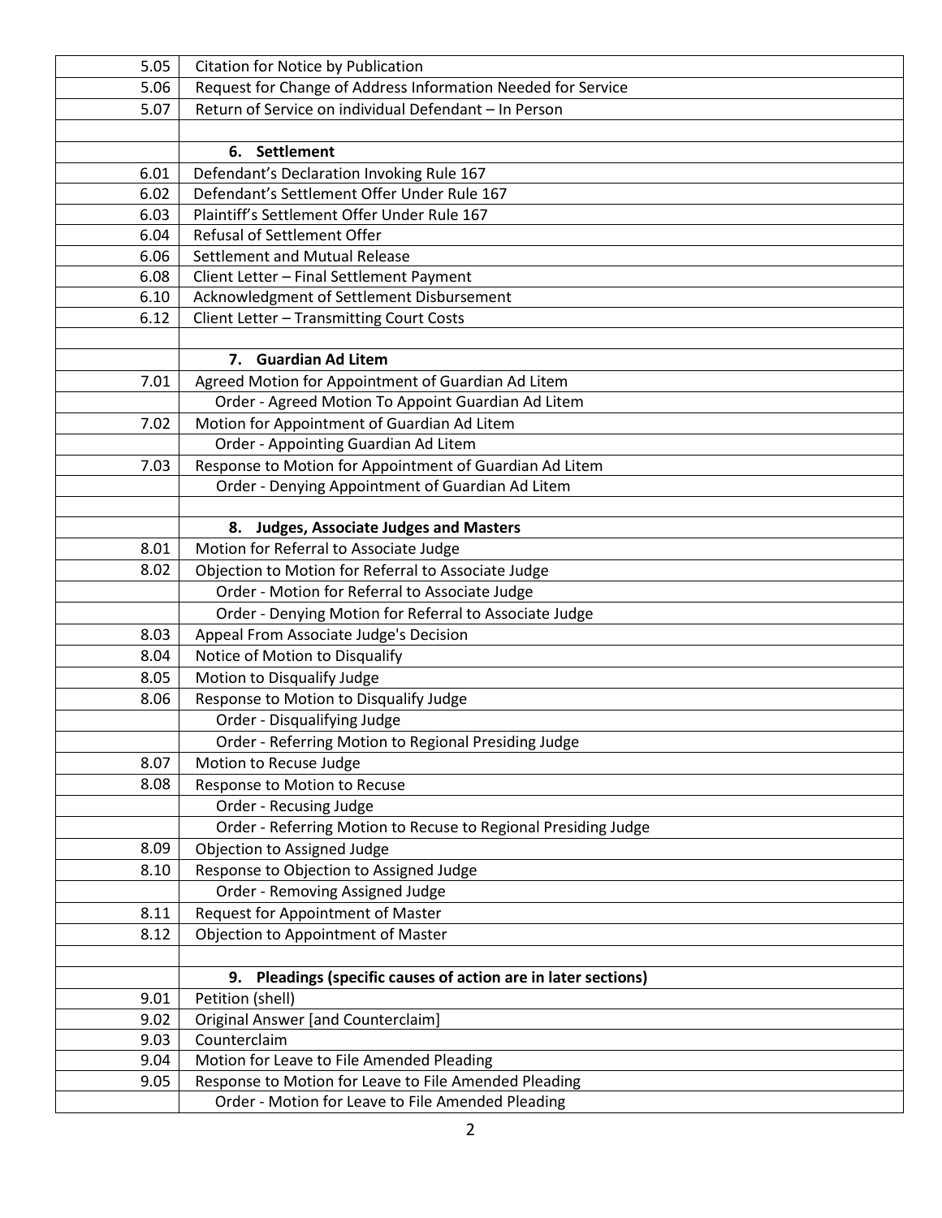| | |
|---|---|
| 5.05 | Citation for Notice by Publication |
| 5.06 | Request for Change of Address Information Needed for Service |
| 5.07 | Return of Service on individual Defendant – In Person |
| | |
| | **6. Settlement** |
| 6.01 | Defendant's Declaration Invoking Rule 167 |
| 6.02 | Defendant's Settlement Offer Under Rule 167 |
| 6.03 | Plaintiff's Settlement Offer Under Rule 167 |
| 6.04 | Refusal of Settlement Offer |
| 6.06 | Settlement and Mutual Release |
| 6.08 | Client Letter – Final Settlement Payment |
| 6.10 | Acknowledgment of Settlement Disbursement |
| 6.12 | Client Letter – Transmitting Court Costs |
| | |
| | **7. Guardian Ad Litem** |
| 7.01 | Agreed Motion for Appointment of Guardian Ad Litem |
| | Order - Agreed Motion To Appoint Guardian Ad Litem |
| 7.02 | Motion for Appointment of Guardian Ad Litem |
| | Order - Appointing Guardian Ad Litem |
| 7.03 | Response to Motion for Appointment of Guardian Ad Litem |
| | Order - Denying Appointment of Guardian Ad Litem |
| | |
| | **8. Judges, Associate Judges and Masters** |
| 8.01 | Motion for Referral to Associate Judge |
| 8.02 | Objection to Motion for Referral to Associate Judge |
| | Order - Motion for Referral to Associate Judge |
| | Order - Denying Motion for Referral to Associate Judge |
| 8.03 | Appeal From Associate Judge's Decision |
| 8.04 | Notice of Motion to Disqualify |
| 8.05 | Motion to Disqualify Judge |
| 8.06 | Response to Motion to Disqualify Judge |
| | Order - Disqualifying Judge |
| | Order - Referring Motion to Regional Presiding Judge |
| 8.07 | Motion to Recuse Judge |
| 8.08 | Response to Motion to Recuse |
| | Order - Recusing Judge |
| | Order - Referring Motion to Recuse to Regional Presiding Judge |
| 8.09 | Objection to Assigned Judge |
| 8.10 | Response to Objection to Assigned Judge |
| | Order - Removing Assigned Judge |
| 8.11 | Request for Appointment of Master |
| 8.12 | Objection to Appointment of Master |
| | |
| | **9. Pleadings (specific causes of action are in later sections)** |
| 9.01 | Petition (shell) |
| 9.02 | Original Answer [and Counterclaim] |
| 9.03 | Counterclaim |
| 9.04 | Motion for Leave to File Amended Pleading |
| 9.05 | Response to Motion for Leave to File Amended Pleading |
| | Order - Motion for Leave to File Amended Pleading |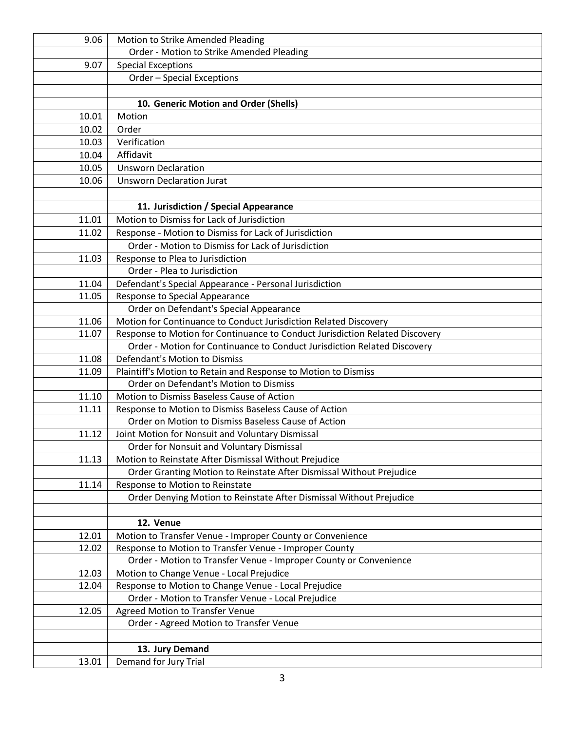| | |
|---|---|
| 9.06 | Motion to Strike Amended Pleading |
| | Order - Motion to Strike Amended Pleading |
| 9.07 | Special Exceptions |
| | Order – Special Exceptions |
| | |
| | **10. Generic Motion and Order (Shells)** |
| 10.01 | Motion |
| 10.02 | Order |
| 10.03 | Verification |
| 10.04 | Affidavit |
| 10.05 | Unsworn Declaration |
| 10.06 | Unsworn Declaration Jurat |
| | |
| | **11. Jurisdiction / Special Appearance** |
| 11.01 | Motion to Dismiss for Lack of Jurisdiction |
| 11.02 | Response - Motion to Dismiss for Lack of Jurisdiction |
| | Order - Motion to Dismiss for Lack of Jurisdiction |
| 11.03 | Response to Plea to Jurisdiction |
| | Order - Plea to Jurisdiction |
| 11.04 | Defendant's Special Appearance - Personal Jurisdiction |
| 11.05 | Response to Special Appearance |
| | Order on Defendant's Special Appearance |
| 11.06 | Motion for Continuance to Conduct Jurisdiction Related Discovery |
| 11.07 | Response to Motion for Continuance to Conduct Jurisdiction Related Discovery |
| | Order - Motion for Continuance to Conduct Jurisdiction Related Discovery |
| 11.08 | Defendant's Motion to Dismiss |
| 11.09 | Plaintiff's Motion to Retain and Response to Motion to Dismiss |
| | Order on Defendant's Motion to Dismiss |
| 11.10 | Motion to Dismiss Baseless Cause of Action |
| 11.11 | Response to Motion to Dismiss Baseless Cause of Action |
| | Order on Motion to Dismiss Baseless Cause of Action |
| 11.12 | Joint Motion for Nonsuit and Voluntary Dismissal |
| | Order for Nonsuit and Voluntary Dismissal |
| 11.13 | Motion to Reinstate After Dismissal Without Prejudice |
| | Order Granting Motion to Reinstate After Dismissal Without Prejudice |
| 11.14 | Response to Motion to Reinstate |
| | Order Denying Motion to Reinstate After Dismissal Without Prejudice |
| | |
| | **12. Venue** |
| 12.01 | Motion to Transfer Venue - Improper County or Convenience |
| 12.02 | Response to Motion to Transfer Venue - Improper County |
| | Order - Motion to Transfer Venue - Improper County or Convenience |
| 12.03 | Motion to Change Venue - Local Prejudice |
| 12.04 | Response to Motion to Change Venue - Local Prejudice |
| | Order - Motion to Transfer Venue - Local Prejudice |
| 12.05 | Agreed Motion to Transfer Venue |
| | Order - Agreed Motion to Transfer Venue |
| | |
| | **13. Jury Demand** |
| 13.01 | Demand for Jury Trial |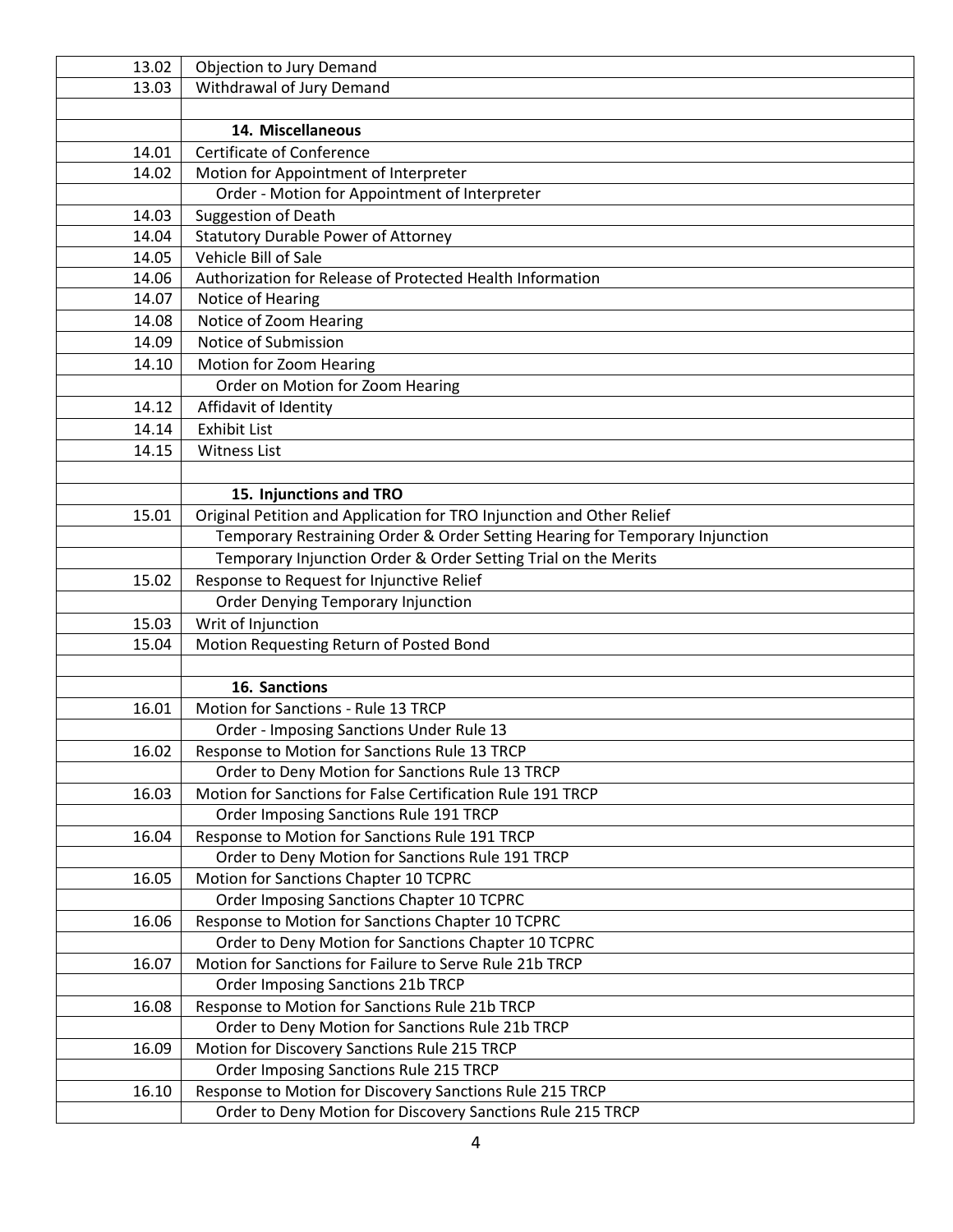| | |
|---|---|
| 13.02 | Objection to Jury Demand |
| 13.03 | Withdrawal of Jury Demand |
| | |
| | **14. Miscellaneous** |
| 14.01 | Certificate of Conference |
| 14.02 | Motion for Appointment of Interpreter |
| | Order - Motion for Appointment of Interpreter |
| 14.03 | Suggestion of Death |
| 14.04 | Statutory Durable Power of Attorney |
| 14.05 | Vehicle Bill of Sale |
| 14.06 | Authorization for Release of Protected Health Information |
| 14.07 | Notice of Hearing |
| 14.08 | Notice of Zoom Hearing |
| 14.09 | Notice of Submission |
| 14.10 | Motion for Zoom Hearing |
| | Order on Motion for Zoom Hearing |
| 14.12 | Affidavit of Identity |
| 14.14 | Exhibit List |
| 14.15 | Witness List |
| | |
| | **15. Injunctions and TRO** |
| 15.01 | Original Petition and Application for TRO Injunction and Other Relief |
| | Temporary Restraining Order & Order Setting Hearing for Temporary Injunction |
| | Temporary Injunction Order & Order Setting Trial on the Merits |
| 15.02 | Response to Request for Injunctive Relief |
| | Order Denying Temporary Injunction |
| 15.03 | Writ of Injunction |
| 15.04 | Motion Requesting Return of Posted Bond |
| | |
| | **16. Sanctions** |
| 16.01 | Motion for Sanctions - Rule 13 TRCP |
| | Order - Imposing Sanctions Under Rule 13 |
| 16.02 | Response to Motion for Sanctions Rule 13 TRCP |
| | Order to Deny Motion for Sanctions Rule 13 TRCP |
| 16.03 | Motion for Sanctions for False Certification Rule 191 TRCP |
| | Order Imposing Sanctions Rule 191 TRCP |
| 16.04 | Response to Motion for Sanctions Rule 191 TRCP |
| | Order to Deny Motion for Sanctions Rule 191 TRCP |
| 16.05 | Motion for Sanctions Chapter 10 TCPRC |
| | Order Imposing Sanctions Chapter 10 TCPRC |
| 16.06 | Response to Motion for Sanctions Chapter 10 TCPRC |
| | Order to Deny Motion for Sanctions Chapter 10 TCPRC |
| 16.07 | Motion for Sanctions for Failure to Serve Rule 21b TRCP |
| | Order Imposing Sanctions 21b TRCP |
| 16.08 | Response to Motion for Sanctions Rule 21b TRCP |
| | Order to Deny Motion for Sanctions Rule 21b TRCP |
| 16.09 | Motion for Discovery Sanctions Rule 215 TRCP |
| | Order Imposing Sanctions Rule 215 TRCP |
| 16.10 | Response to Motion for Discovery Sanctions Rule 215 TRCP |
| | Order to Deny Motion for Discovery Sanctions Rule 215 TRCP |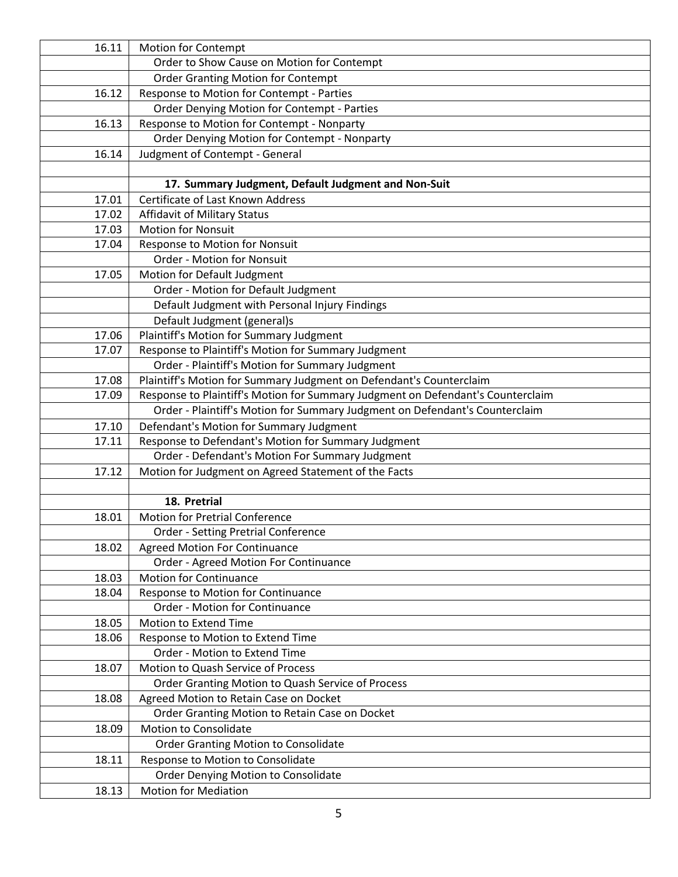| | |
|---|---|
| 16.11 | Motion for Contempt |
| | Order to Show Cause on Motion for Contempt |
| | Order Granting Motion for Contempt |
| 16.12 | Response to Motion for Contempt - Parties |
| | Order Denying Motion for Contempt - Parties |
| 16.13 | Response to Motion for Contempt - Nonparty |
| | Order Denying Motion for Contempt - Nonparty |
| 16.14 | Judgment of Contempt - General |
| | |
| | **17. Summary Judgment, Default Judgment and Non-Suit** |
| 17.01 | Certificate of Last Known Address |
| 17.02 | Affidavit of Military Status |
| 17.03 | Motion for Nonsuit |
| 17.04 | Response to Motion for Nonsuit |
| | Order - Motion for Nonsuit |
| 17.05 | Motion for Default Judgment |
| | Order - Motion for Default Judgment |
| | Default Judgment with Personal Injury Findings |
| | Default Judgment (general)s |
| 17.06 | Plaintiff's Motion for Summary Judgment |
| 17.07 | Response to Plaintiff's Motion for Summary Judgment |
| | Order - Plaintiff's Motion for Summary Judgment |
| 17.08 | Plaintiff's Motion for Summary Judgment on Defendant's Counterclaim |
| 17.09 | Response to Plaintiff's Motion for Summary Judgment on Defendant's Counterclaim |
| | Order - Plaintiff's Motion for Summary Judgment on Defendant's Counterclaim |
| 17.10 | Defendant's Motion for Summary Judgment |
| 17.11 | Response to Defendant's Motion for Summary Judgment |
| | Order - Defendant's Motion For Summary Judgment |
| 17.12 | Motion for Judgment on Agreed Statement of the Facts |
| | |
| | **18. Pretrial** |
| 18.01 | Motion for Pretrial Conference |
| | Order - Setting Pretrial Conference |
| 18.02 | Agreed Motion For Continuance |
| | Order - Agreed Motion For Continuance |
| 18.03 | Motion for Continuance |
| 18.04 | Response to Motion for Continuance |
| | Order - Motion for Continuance |
| 18.05 | Motion to Extend Time |
| 18.06 | Response to Motion to Extend Time |
| | Order - Motion to Extend Time |
| 18.07 | Motion to Quash Service of Process |
| | Order Granting Motion to Quash Service of Process |
| 18.08 | Agreed Motion to Retain Case on Docket |
| | Order Granting Motion to Retain Case on Docket |
| 18.09 | Motion to Consolidate |
| | Order Granting Motion to Consolidate |
| 18.11 | Response to Motion to Consolidate |
| | Order Denying Motion to Consolidate |
| 18.13 | Motion for Mediation |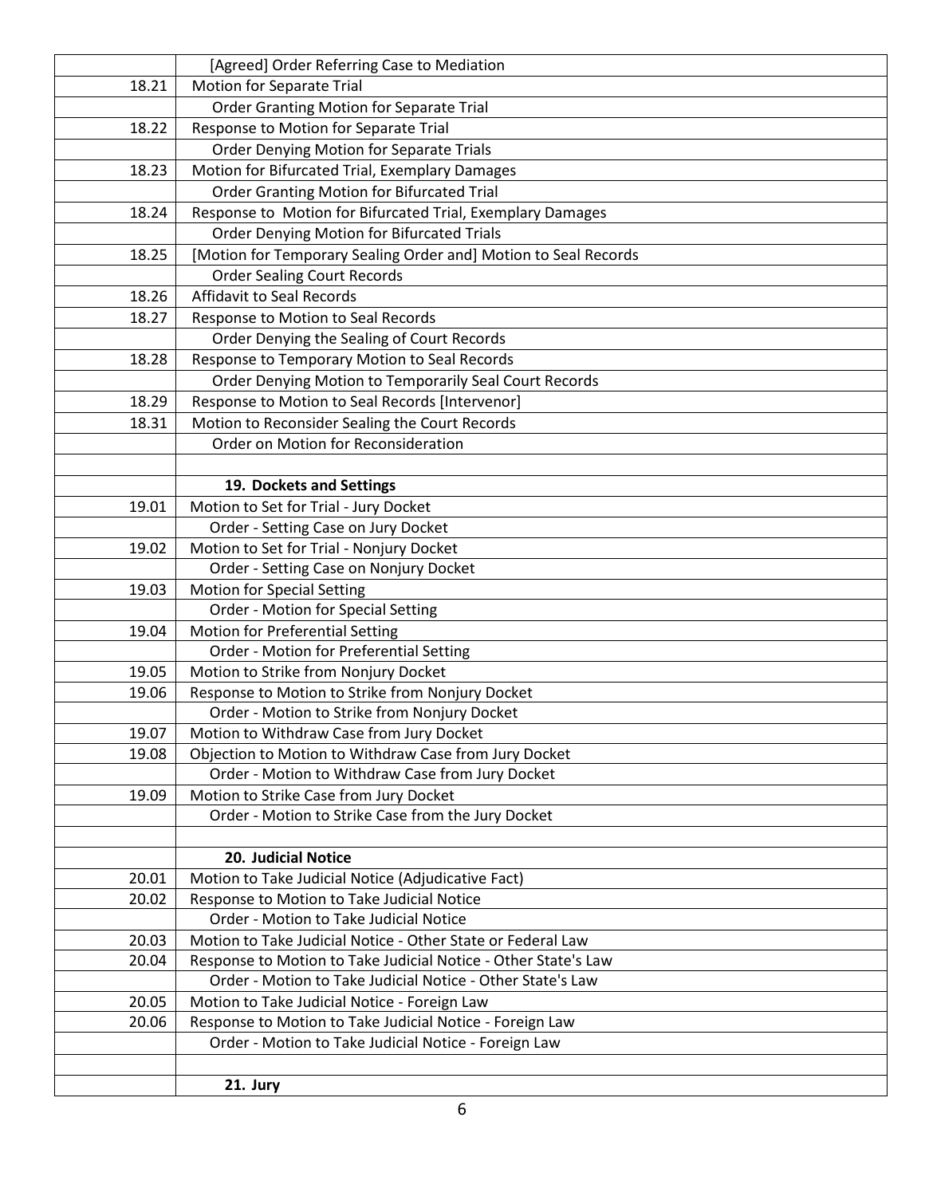| | |
|---|---|
| | [Agreed] Order Referring Case to Mediation |
| 18.21 | Motion for Separate Trial |
| | Order Granting Motion for Separate Trial |
| 18.22 | Response to Motion for Separate Trial |
| | Order Denying Motion for Separate Trials |
| 18.23 | Motion for Bifurcated Trial, Exemplary Damages |
| | Order Granting Motion for Bifurcated Trial |
| 18.24 | Response to Motion for Bifurcated Trial, Exemplary Damages |
| | Order Denying Motion for Bifurcated Trials |
| 18.25 | [Motion for Temporary Sealing Order and] Motion to Seal Records |
| | Order Sealing Court Records |
| 18.26 | Affidavit to Seal Records |
| 18.27 | Response to Motion to Seal Records |
| | Order Denying the Sealing of Court Records |
| 18.28 | Response to Temporary Motion to Seal Records |
| | Order Denying Motion to Temporarily Seal Court Records |
| 18.29 | Response to Motion to Seal Records [Intervenor] |
| 18.31 | Motion to Reconsider Sealing the Court Records |
| | Order on Motion for Reconsideration |
| | |
| | **19. Dockets and Settings** |
| 19.01 | Motion to Set for Trial - Jury Docket |
| | Order - Setting Case on Jury Docket |
| 19.02 | Motion to Set for Trial - Nonjury Docket |
| | Order - Setting Case on Nonjury Docket |
| 19.03 | Motion for Special Setting |
| | Order - Motion for Special Setting |
| 19.04 | Motion for Preferential Setting |
| | Order - Motion for Preferential Setting |
| 19.05 | Motion to Strike from Nonjury Docket |
| 19.06 | Response to Motion to Strike from Nonjury Docket |
| | Order - Motion to Strike from Nonjury Docket |
| 19.07 | Motion to Withdraw Case from Jury Docket |
| 19.08 | Objection to Motion to Withdraw Case from Jury Docket |
| | Order - Motion to Withdraw Case from Jury Docket |
| 19.09 | Motion to Strike Case from Jury Docket |
| | Order - Motion to Strike Case from the Jury Docket |
| | |
| | **20. Judicial Notice** |
| 20.01 | Motion to Take Judicial Notice (Adjudicative Fact) |
| 20.02 | Response to Motion to Take Judicial Notice |
| | Order - Motion to Take Judicial Notice |
| 20.03 | Motion to Take Judicial Notice - Other State or Federal Law |
| 20.04 | Response to Motion to Take Judicial Notice - Other State's Law |
| | Order - Motion to Take Judicial Notice - Other State's Law |
| 20.05 | Motion to Take Judicial Notice - Foreign Law |
| 20.06 | Response to Motion to Take Judicial Notice - Foreign Law |
| | Order - Motion to Take Judicial Notice - Foreign Law |
| | |
| | **21. Jury** |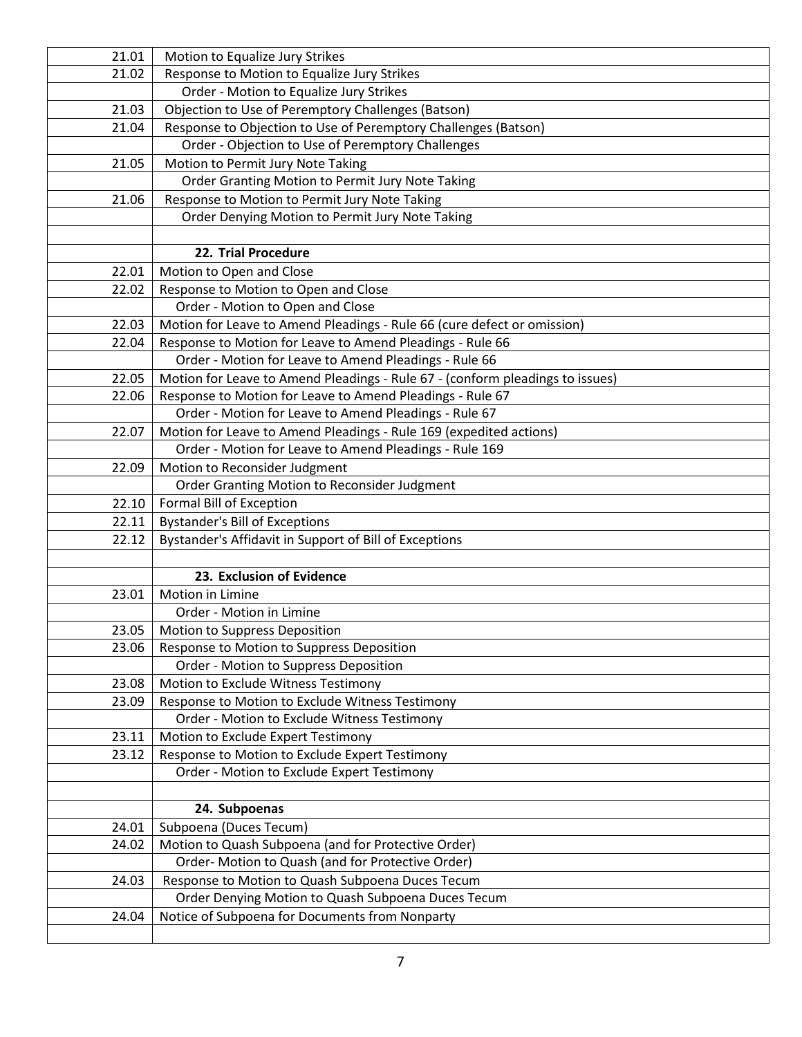| | |
|---|---|
| 21.01 | Motion to Equalize Jury Strikes |
| 21.02 | Response to Motion to Equalize Jury Strikes |
| | Order - Motion to Equalize Jury Strikes |
| 21.03 | Objection to Use of Peremptory Challenges (Batson) |
| 21.04 | Response to Objection to Use of Peremptory Challenges (Batson) |
| | Order - Objection to Use of Peremptory Challenges |
| 21.05 | Motion to Permit Jury Note Taking |
| | Order Granting Motion to Permit Jury Note Taking |
| 21.06 | Response to Motion to Permit Jury Note Taking |
| | Order Denying Motion to Permit Jury Note Taking |
| | |
| | **22. Trial Procedure** |
| 22.01 | Motion to Open and Close |
| 22.02 | Response to Motion to Open and Close |
| | Order - Motion to Open and Close |
| 22.03 | Motion for Leave to Amend Pleadings - Rule 66 (cure defect or omission) |
| 22.04 | Response to Motion for Leave to Amend Pleadings - Rule 66 |
| | Order - Motion for Leave to Amend Pleadings - Rule 66 |
| 22.05 | Motion for Leave to Amend Pleadings - Rule 67 - (conform pleadings to issues) |
| 22.06 | Response to Motion for Leave to Amend Pleadings - Rule 67 |
| | Order - Motion for Leave to Amend Pleadings - Rule 67 |
| 22.07 | Motion for Leave to Amend Pleadings - Rule 169 (expedited actions) |
| | Order - Motion for Leave to Amend Pleadings - Rule 169 |
| 22.09 | Motion to Reconsider Judgment |
| | Order Granting Motion to Reconsider Judgment |
| 22.10 | Formal Bill of Exception |
| 22.11 | Bystander's Bill of Exceptions |
| 22.12 | Bystander's Affidavit in Support of Bill of Exceptions |
| | |
| | **23. Exclusion of Evidence** |
| 23.01 | Motion in Limine |
| | Order - Motion in Limine |
| 23.05 | Motion to Suppress Deposition |
| 23.06 | Response to Motion to Suppress Deposition |
| | Order - Motion to Suppress Deposition |
| 23.08 | Motion to Exclude Witness Testimony |
| 23.09 | Response to Motion to Exclude Witness Testimony |
| | Order - Motion to Exclude Witness Testimony |
| 23.11 | Motion to Exclude Expert Testimony |
| 23.12 | Response to Motion to Exclude Expert Testimony |
| | Order - Motion to Exclude Expert Testimony |
| | |
| | **24. Subpoenas** |
| 24.01 | Subpoena (Duces Tecum) |
| 24.02 | Motion to Quash Subpoena (and for Protective Order) |
| | Order- Motion to Quash (and for Protective Order) |
| 24.03 | Response to Motion to Quash Subpoena Duces Tecum |
| | Order Denying Motion to Quash Subpoena Duces Tecum |
| 24.04 | Notice of Subpoena for Documents from Nonparty |
| | |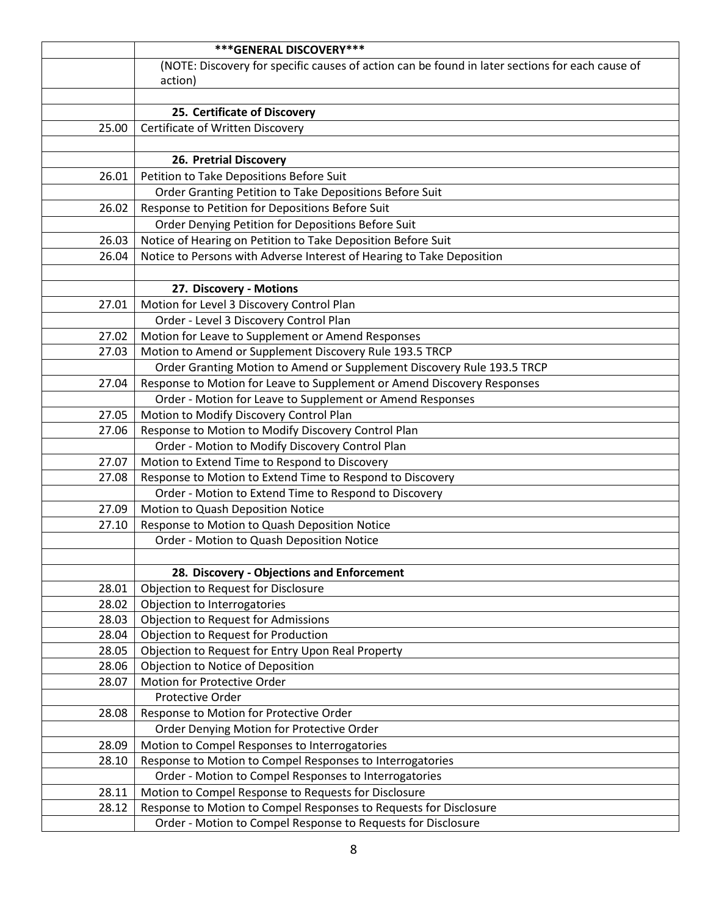| | ***GENERAL DISCOVERY*** |
|---|---|
| | (NOTE: Discovery for specific causes of action can be found in later sections for each cause of action) |
| | |
| | **25. Certificate of Discovery** |
| 25.00 | Certificate of Written Discovery |
| | |
| | **26. Pretrial Discovery** |
| 26.01 | Petition to Take Depositions Before Suit |
| | Order Granting Petition to Take Depositions Before Suit |
| 26.02 | Response to Petition for Depositions Before Suit |
| | Order Denying Petition for Depositions Before Suit |
| 26.03 | Notice of Hearing on Petition to Take Deposition Before Suit |
| 26.04 | Notice to Persons with Adverse Interest of Hearing to Take Deposition |
| | |
| | **27. Discovery - Motions** |
| 27.01 | Motion for Level 3 Discovery Control Plan |
| | Order - Level 3 Discovery Control Plan |
| 27.02 | Motion for Leave to Supplement or Amend Responses |
| 27.03 | Motion to Amend or Supplement Discovery Rule 193.5 TRCP |
| | Order Granting Motion to Amend or Supplement Discovery Rule 193.5 TRCP |
| 27.04 | Response to Motion for Leave to Supplement or Amend Discovery Responses |
| | Order - Motion for Leave to Supplement or Amend Responses |
| 27.05 | Motion to Modify Discovery Control Plan |
| 27.06 | Response to Motion to Modify Discovery Control Plan |
| | Order - Motion to Modify Discovery Control Plan |
| 27.07 | Motion to Extend Time to Respond to Discovery |
| 27.08 | Response to Motion to Extend Time to Respond to Discovery |
| | Order - Motion to Extend Time to Respond to Discovery |
| 27.09 | Motion to Quash Deposition Notice |
| 27.10 | Response to Motion to Quash Deposition Notice |
| | Order - Motion to Quash Deposition Notice |
| | |
| | **28. Discovery - Objections and Enforcement** |
| 28.01 | Objection to Request for Disclosure |
| 28.02 | Objection to Interrogatories |
| 28.03 | Objection to Request for Admissions |
| 28.04 | Objection to Request for Production |
| 28.05 | Objection to Request for Entry Upon Real Property |
| 28.06 | Objection to Notice of Deposition |
| 28.07 | Motion for Protective Order |
| | Protective Order |
| 28.08 | Response to Motion for Protective Order |
| | Order Denying Motion for Protective Order |
| 28.09 | Motion to Compel Responses to Interrogatories |
| 28.10 | Response to Motion to Compel Responses to Interrogatories |
| | Order - Motion to Compel Responses to Interrogatories |
| 28.11 | Motion to Compel Response to Requests for Disclosure |
| 28.12 | Response to Motion to Compel Responses to Requests for Disclosure |
| | Order - Motion to Compel Response to Requests for Disclosure |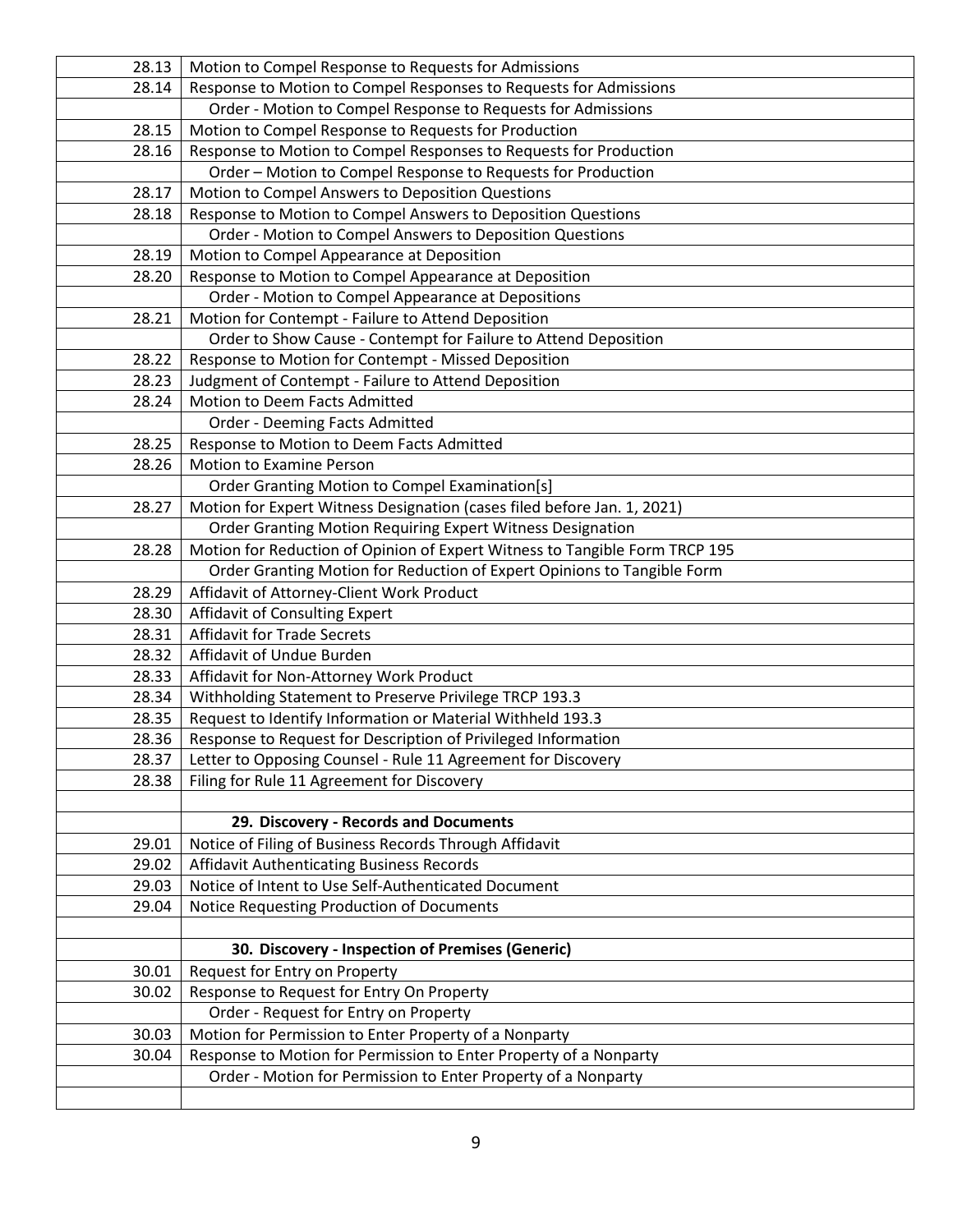| | |
|---|---|
| 28.13 | Motion to Compel Response to Requests for Admissions |
| 28.14 | Response to Motion to Compel Responses to Requests for Admissions |
| | Order - Motion to Compel Response to Requests for Admissions |
| 28.15 | Motion to Compel Response to Requests for Production |
| 28.16 | Response to Motion to Compel Responses to Requests for Production |
| | Order – Motion to Compel Response to Requests for Production |
| 28.17 | Motion to Compel Answers to Deposition Questions |
| 28.18 | Response to Motion to Compel Answers to Deposition Questions |
| | Order - Motion to Compel Answers to Deposition Questions |
| 28.19 | Motion to Compel Appearance at Deposition |
| 28.20 | Response to Motion to Compel Appearance at Deposition |
| | Order - Motion to Compel Appearance at Depositions |
| 28.21 | Motion for Contempt - Failure to Attend Deposition |
| | Order to Show Cause - Contempt for Failure to Attend Deposition |
| 28.22 | Response to Motion for Contempt - Missed Deposition |
| 28.23 | Judgment of Contempt - Failure to Attend Deposition |
| 28.24 | Motion to Deem Facts Admitted |
| | Order - Deeming Facts Admitted |
| 28.25 | Response to Motion to Deem Facts Admitted |
| 28.26 | Motion to Examine Person |
| | Order Granting Motion to Compel Examination[s] |
| 28.27 | Motion for Expert Witness Designation (cases filed before Jan. 1, 2021) |
| | Order Granting Motion Requiring Expert Witness Designation |
| 28.28 | Motion for Reduction of Opinion of Expert Witness to Tangible Form TRCP 195 |
| | Order Granting Motion for Reduction of Expert Opinions to Tangible Form |
| 28.29 | Affidavit of Attorney-Client Work Product |
| 28.30 | Affidavit of Consulting Expert |
| 28.31 | Affidavit for Trade Secrets |
| 28.32 | Affidavit of Undue Burden |
| 28.33 | Affidavit for Non-Attorney Work Product |
| 28.34 | Withholding Statement to Preserve Privilege TRCP 193.3 |
| 28.35 | Request to Identify Information or Material Withheld 193.3 |
| 28.36 | Response to Request for Description of Privileged Information |
| 28.37 | Letter to Opposing Counsel - Rule 11 Agreement for Discovery |
| 28.38 | Filing for Rule 11 Agreement for Discovery |
| | |
| | **29. Discovery - Records and Documents** |
| 29.01 | Notice of Filing of Business Records Through Affidavit |
| 29.02 | Affidavit Authenticating Business Records |
| 29.03 | Notice of Intent to Use Self-Authenticated Document |
| 29.04 | Notice Requesting Production of Documents |
| | |
| | **30. Discovery - Inspection of Premises (Generic)** |
| 30.01 | Request for Entry on Property |
| 30.02 | Response to Request for Entry On Property |
| | Order - Request for Entry on Property |
| 30.03 | Motion for Permission to Enter Property of a Nonparty |
| 30.04 | Response to Motion for Permission to Enter Property of a Nonparty |
| | Order - Motion for Permission to Enter Property of a Nonparty |
| | |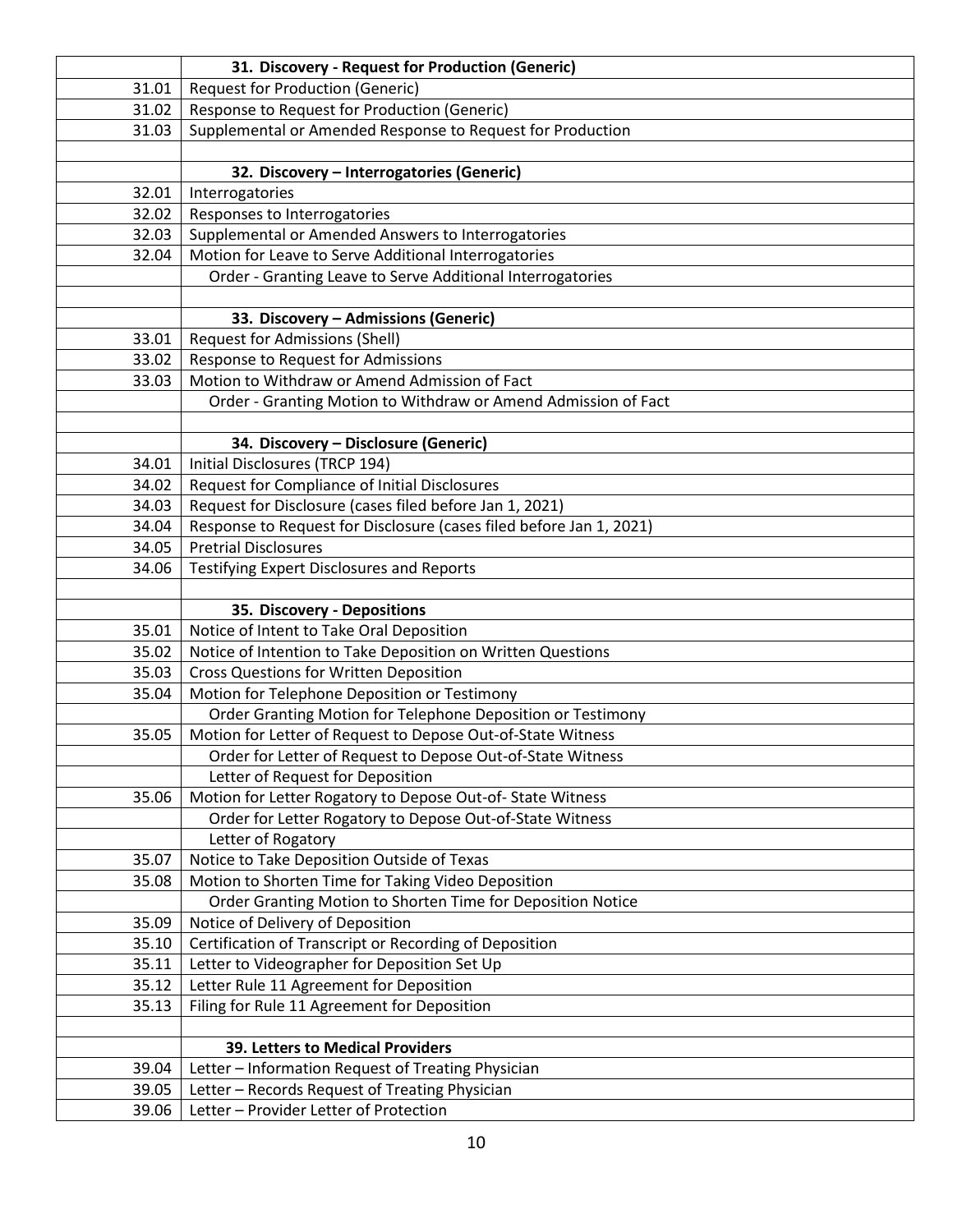| | |
|---|---|
| | **31. Discovery - Request for Production (Generic)** |
| 31.01 | Request for Production (Generic) |
| 31.02 | Response to Request for Production (Generic) |
| 31.03 | Supplemental or Amended Response to Request for Production |
| | |
| | **32. Discovery – Interrogatories (Generic)** |
| 32.01 | Interrogatories |
| 32.02 | Responses to Interrogatories |
| 32.03 | Supplemental or Amended Answers to Interrogatories |
| 32.04 | Motion for Leave to Serve Additional Interrogatories |
| | Order - Granting Leave to Serve Additional Interrogatories |
| | |
| | **33. Discovery – Admissions (Generic)** |
| 33.01 | Request for Admissions (Shell) |
| 33.02 | Response to Request for Admissions |
| 33.03 | Motion to Withdraw or Amend Admission of Fact |
| | Order - Granting Motion to Withdraw or Amend Admission of Fact |
| | |
| | **34. Discovery – Disclosure (Generic)** |
| 34.01 | Initial Disclosures (TRCP 194) |
| 34.02 | Request for Compliance of Initial Disclosures |
| 34.03 | Request for Disclosure (cases filed before Jan 1, 2021) |
| 34.04 | Response to Request for Disclosure (cases filed before Jan 1, 2021) |
| 34.05 | Pretrial Disclosures |
| 34.06 | Testifying Expert Disclosures and Reports |
| | |
| | **35. Discovery - Depositions** |
| 35.01 | Notice of Intent to Take Oral Deposition |
| 35.02 | Notice of Intention to Take Deposition on Written Questions |
| 35.03 | Cross Questions for Written Deposition |
| 35.04 | Motion for Telephone Deposition or Testimony |
| | Order Granting Motion for Telephone Deposition or Testimony |
| 35.05 | Motion for Letter of Request to Depose Out-of-State Witness |
| | Order for Letter of Request to Depose Out-of-State Witness |
| | Letter of Request for Deposition |
| 35.06 | Motion for Letter Rogatory to Depose Out-of- State Witness |
| | Order for Letter Rogatory to Depose Out-of-State Witness |
| | Letter of Rogatory |
| 35.07 | Notice to Take Deposition Outside of Texas |
| 35.08 | Motion to Shorten Time for Taking Video Deposition |
| | Order Granting Motion to Shorten Time for Deposition Notice |
| 35.09 | Notice of Delivery of Deposition |
| 35.10 | Certification of Transcript or Recording of Deposition |
| 35.11 | Letter to Videographer for Deposition Set Up |
| 35.12 | Letter Rule 11 Agreement for Deposition |
| 35.13 | Filing for Rule 11 Agreement for Deposition |
| | |
| | **39. Letters to Medical Providers** |
| 39.04 | Letter – Information Request of Treating Physician |
| 39.05 | Letter – Records Request of Treating Physician |
| 39.06 | Letter – Provider Letter of Protection |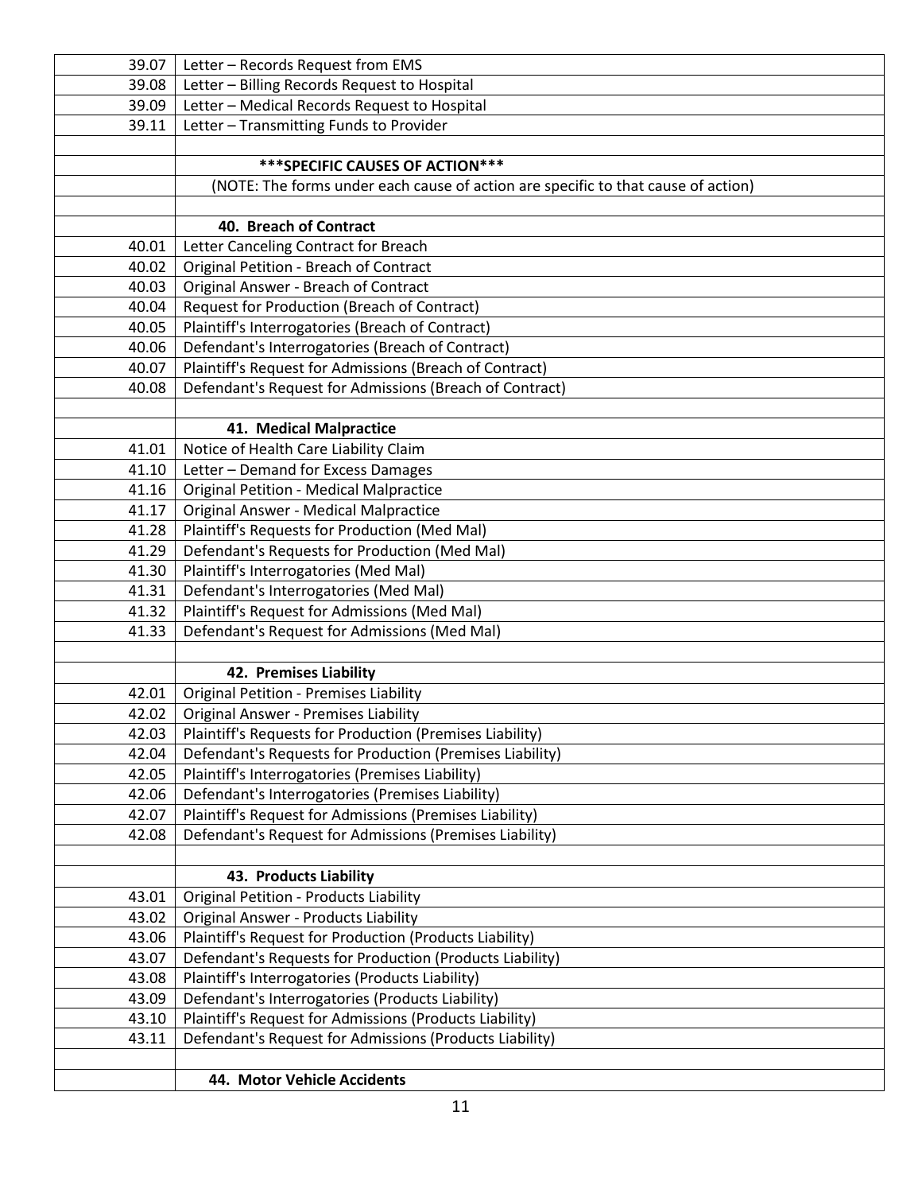| | |
|---|---|
| 39.07 | Letter – Records Request from EMS |
| 39.08 | Letter – Billing Records Request to Hospital |
| 39.09 | Letter – Medical Records Request to Hospital |
| 39.11 | Letter – Transmitting Funds to Provider |
| | |
| | **\*\*\*SPECIFIC CAUSES OF ACTION\*\*\*** |
| | (NOTE: The forms under each cause of action are specific to that cause of action) |
| | |
| | **40. Breach of Contract** |
| 40.01 | Letter Canceling Contract for Breach |
| 40.02 | Original Petition - Breach of Contract |
| 40.03 | Original Answer - Breach of Contract |
| 40.04 | Request for Production (Breach of Contract) |
| 40.05 | Plaintiff's Interrogatories (Breach of Contract) |
| 40.06 | Defendant's Interrogatories (Breach of Contract) |
| 40.07 | Plaintiff's Request for Admissions (Breach of Contract) |
| 40.08 | Defendant's Request for Admissions (Breach of Contract) |
| | |
| | **41. Medical Malpractice** |
| 41.01 | Notice of Health Care Liability Claim |
| 41.10 | Letter – Demand for Excess Damages |
| 41.16 | Original Petition - Medical Malpractice |
| 41.17 | Original Answer - Medical Malpractice |
| 41.28 | Plaintiff's Requests for Production (Med Mal) |
| 41.29 | Defendant's Requests for Production (Med Mal) |
| 41.30 | Plaintiff's Interrogatories (Med Mal) |
| 41.31 | Defendant's Interrogatories (Med Mal) |
| 41.32 | Plaintiff's Request for Admissions (Med Mal) |
| 41.33 | Defendant's Request for Admissions (Med Mal) |
| | |
| | **42. Premises Liability** |
| 42.01 | Original Petition - Premises Liability |
| 42.02 | Original Answer - Premises Liability |
| 42.03 | Plaintiff's Requests for Production (Premises Liability) |
| 42.04 | Defendant's Requests for Production (Premises Liability) |
| 42.05 | Plaintiff's Interrogatories (Premises Liability) |
| 42.06 | Defendant's Interrogatories (Premises Liability) |
| 42.07 | Plaintiff's Request for Admissions (Premises Liability) |
| 42.08 | Defendant's Request for Admissions (Premises Liability) |
| | |
| | **43. Products Liability** |
| 43.01 | Original Petition - Products Liability |
| 43.02 | Original Answer - Products Liability |
| 43.06 | Plaintiff's Request for Production (Products Liability) |
| 43.07 | Defendant's Requests for Production (Products Liability) |
| 43.08 | Plaintiff's Interrogatories (Products Liability) |
| 43.09 | Defendant's Interrogatories (Products Liability) |
| 43.10 | Plaintiff's Request for Admissions (Products Liability) |
| 43.11 | Defendant's Request for Admissions (Products Liability) |
| | |
| | **44. Motor Vehicle Accidents** |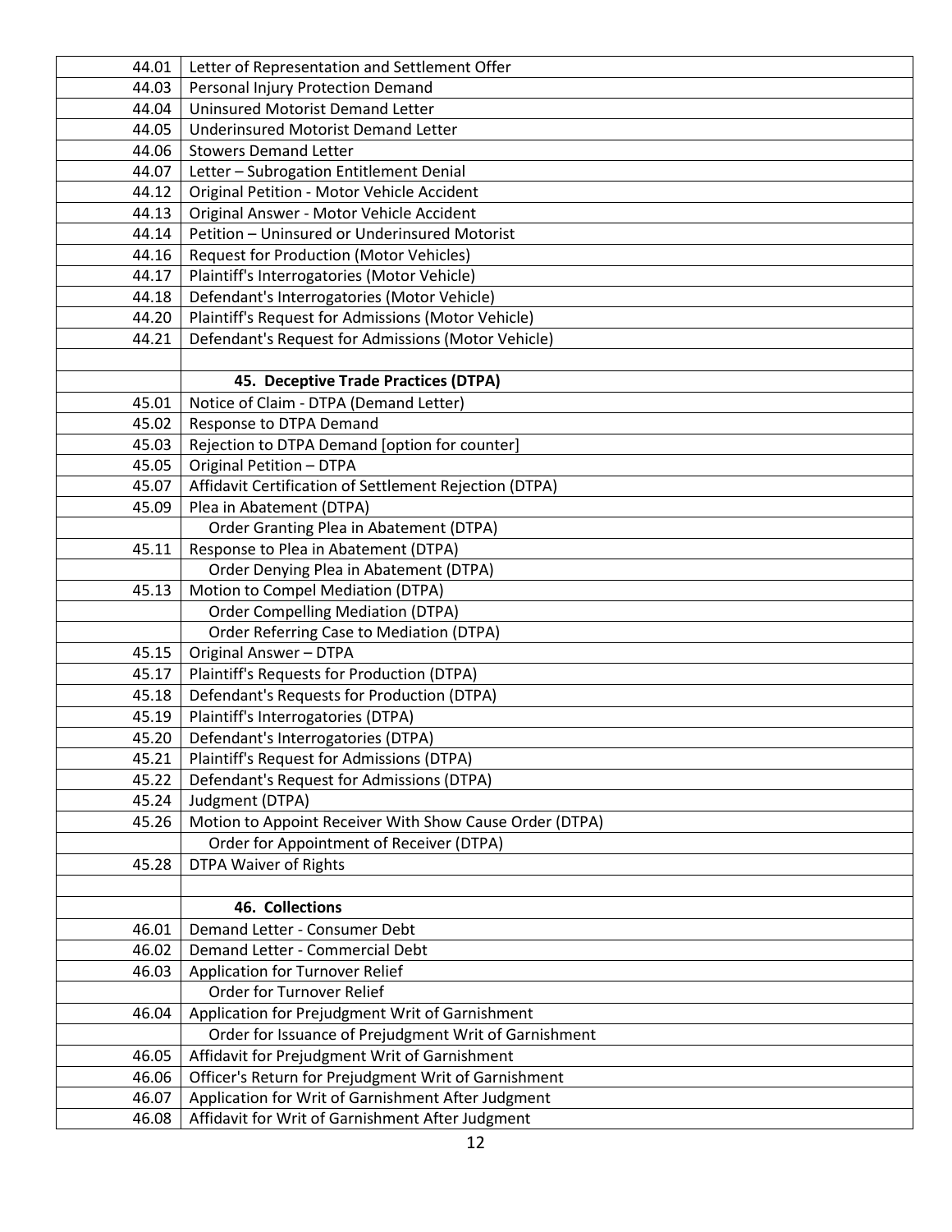| | |
|---|---|
| 44.01 | Letter of Representation and Settlement Offer |
| 44.03 | Personal Injury Protection Demand |
| 44.04 | Uninsured Motorist Demand Letter |
| 44.05 | Underinsured Motorist Demand Letter |
| 44.06 | Stowers Demand Letter |
| 44.07 | Letter – Subrogation Entitlement Denial |
| 44.12 | Original Petition - Motor Vehicle Accident |
| 44.13 | Original Answer - Motor Vehicle Accident |
| 44.14 | Petition – Uninsured or Underinsured Motorist |
| 44.16 | Request for Production (Motor Vehicles) |
| 44.17 | Plaintiff's Interrogatories (Motor Vehicle) |
| 44.18 | Defendant's Interrogatories (Motor Vehicle) |
| 44.20 | Plaintiff's Request for Admissions (Motor Vehicle) |
| 44.21 | Defendant's Request for Admissions (Motor Vehicle) |
| | |
| | **45. Deceptive Trade Practices (DTPA)** |
| 45.01 | Notice of Claim - DTPA (Demand Letter) |
| 45.02 | Response to DTPA Demand |
| 45.03 | Rejection to DTPA Demand [option for counter] |
| 45.05 | Original Petition – DTPA |
| 45.07 | Affidavit Certification of Settlement Rejection (DTPA) |
| 45.09 | Plea in Abatement (DTPA) |
| | Order Granting Plea in Abatement (DTPA) |
| 45.11 | Response to Plea in Abatement (DTPA) |
| | Order Denying Plea in Abatement (DTPA) |
| 45.13 | Motion to Compel Mediation (DTPA) |
| | Order Compelling Mediation (DTPA) |
| | Order Referring Case to Mediation (DTPA) |
| 45.15 | Original Answer – DTPA |
| 45.17 | Plaintiff's Requests for Production (DTPA) |
| 45.18 | Defendant's Requests for Production (DTPA) |
| 45.19 | Plaintiff's Interrogatories (DTPA) |
| 45.20 | Defendant's Interrogatories (DTPA) |
| 45.21 | Plaintiff's Request for Admissions (DTPA) |
| 45.22 | Defendant's Request for Admissions (DTPA) |
| 45.24 | Judgment (DTPA) |
| 45.26 | Motion to Appoint Receiver With Show Cause Order (DTPA) |
| | Order for Appointment of Receiver (DTPA) |
| 45.28 | DTPA Waiver of Rights |
| | |
| | **46. Collections** |
| 46.01 | Demand Letter - Consumer Debt |
| 46.02 | Demand Letter - Commercial Debt |
| 46.03 | Application for Turnover Relief |
| | Order for Turnover Relief |
| 46.04 | Application for Prejudgment Writ of Garnishment |
| | Order for Issuance of Prejudgment Writ of Garnishment |
| 46.05 | Affidavit for Prejudgment Writ of Garnishment |
| 46.06 | Officer's Return for Prejudgment Writ of Garnishment |
| 46.07 | Application for Writ of Garnishment After Judgment |
| 46.08 | Affidavit for Writ of Garnishment After Judgment |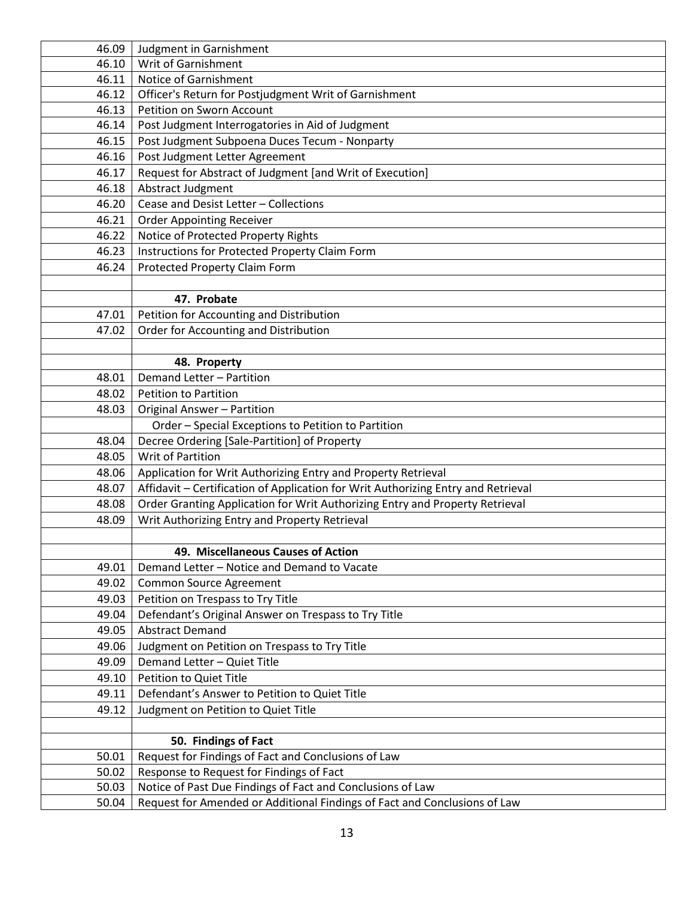| | |
|---|---|
| 46.09 | Judgment in Garnishment |
| 46.10 | Writ of Garnishment |
| 46.11 | Notice of Garnishment |
| 46.12 | Officer's Return for Postjudgment Writ of Garnishment |
| 46.13 | Petition on Sworn Account |
| 46.14 | Post Judgment Interrogatories in Aid of Judgment |
| 46.15 | Post Judgment Subpoena Duces Tecum - Nonparty |
| 46.16 | Post Judgment Letter Agreement |
| 46.17 | Request for Abstract of Judgment [and Writ of Execution] |
| 46.18 | Abstract Judgment |
| 46.20 | Cease and Desist Letter – Collections |
| 46.21 | Order Appointing Receiver |
| 46.22 | Notice of Protected Property Rights |
| 46.23 | Instructions for Protected Property Claim Form |
| 46.24 | Protected Property Claim Form |
| | |
| | **47. Probate** |
| 47.01 | Petition for Accounting and Distribution |
| 47.02 | Order for Accounting and Distribution |
| | |
| | **48. Property** |
| 48.01 | Demand Letter – Partition |
| 48.02 | Petition to Partition |
| 48.03 | Original Answer – Partition |
| | Order – Special Exceptions to Petition to Partition |
| 48.04 | Decree Ordering [Sale-Partition] of Property |
| 48.05 | Writ of Partition |
| 48.06 | Application for Writ Authorizing Entry and Property Retrieval |
| 48.07 | Affidavit – Certification of Application for Writ Authorizing Entry and Retrieval |
| 48.08 | Order Granting Application for Writ Authorizing Entry and Property Retrieval |
| 48.09 | Writ Authorizing Entry and Property Retrieval |
| | |
| | **49. Miscellaneous Causes of Action** |
| 49.01 | Demand Letter – Notice and Demand to Vacate |
| 49.02 | Common Source Agreement |
| 49.03 | Petition on Trespass to Try Title |
| 49.04 | Defendant's Original Answer on Trespass to Try Title |
| 49.05 | Abstract Demand |
| 49.06 | Judgment on Petition on Trespass to Try Title |
| 49.09 | Demand Letter – Quiet Title |
| 49.10 | Petition to Quiet Title |
| 49.11 | Defendant's Answer to Petition to Quiet Title |
| 49.12 | Judgment on Petition to Quiet Title |
| | |
| | **50. Findings of Fact** |
| 50.01 | Request for Findings of Fact and Conclusions of Law |
| 50.02 | Response to Request for Findings of Fact |
| 50.03 | Notice of Past Due Findings of Fact and Conclusions of Law |
| 50.04 | Request for Amended or Additional Findings of Fact and Conclusions of Law |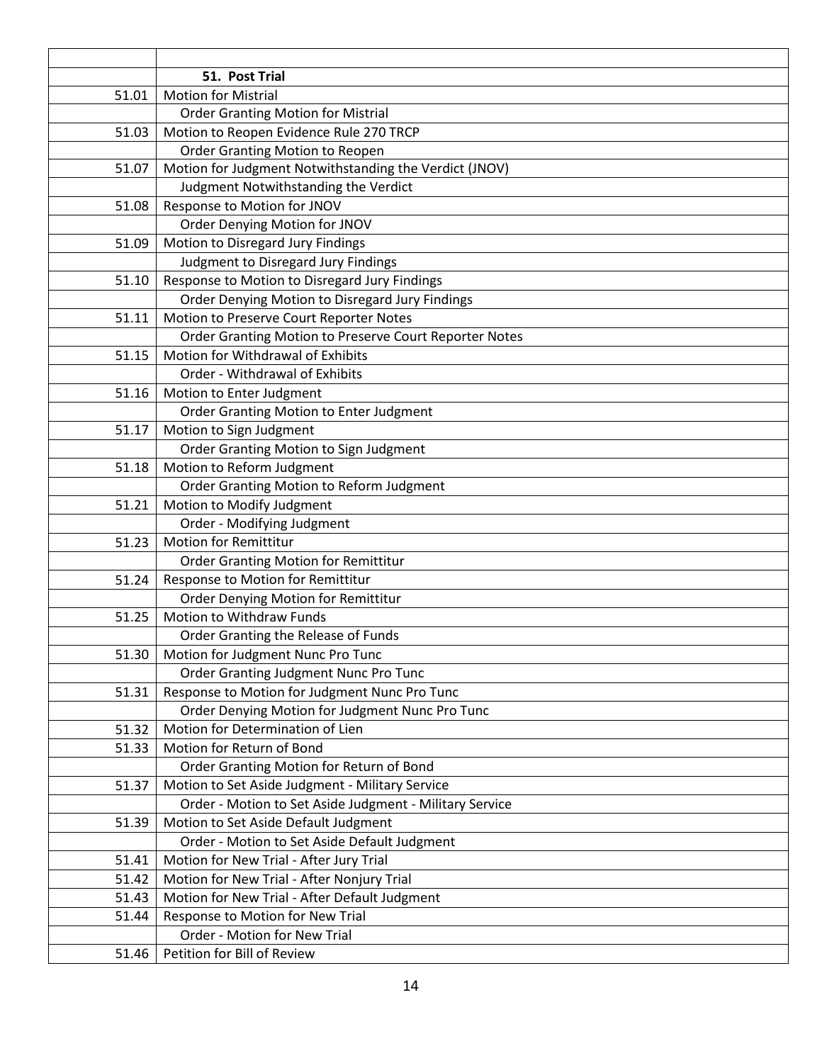| | |
|---|---|
| | **51. Post Trial** |
| 51.01 | Motion for Mistrial |
| | Order Granting Motion for Mistrial |
| 51.03 | Motion to Reopen Evidence Rule 270 TRCP |
| | Order Granting Motion to Reopen |
| 51.07 | Motion for Judgment Notwithstanding the Verdict (JNOV) |
| | Judgment Notwithstanding the Verdict |
| 51.08 | Response to Motion for JNOV |
| | Order Denying Motion for JNOV |
| 51.09 | Motion to Disregard Jury Findings |
| | Judgment to Disregard Jury Findings |
| 51.10 | Response to Motion to Disregard Jury Findings |
| | Order Denying Motion to Disregard Jury Findings |
| 51.11 | Motion to Preserve Court Reporter Notes |
| | Order Granting Motion to Preserve Court Reporter Notes |
| 51.15 | Motion for Withdrawal of Exhibits |
| | Order - Withdrawal of Exhibits |
| 51.16 | Motion to Enter Judgment |
| | Order Granting Motion to Enter Judgment |
| 51.17 | Motion to Sign Judgment |
| | Order Granting Motion to Sign Judgment |
| 51.18 | Motion to Reform Judgment |
| | Order Granting Motion to Reform Judgment |
| 51.21 | Motion to Modify Judgment |
| | Order - Modifying Judgment |
| 51.23 | Motion for Remittitur |
| | Order Granting Motion for Remittitur |
| 51.24 | Response to Motion for Remittitur |
| | Order Denying Motion for Remittitur |
| 51.25 | Motion to Withdraw Funds |
| | Order Granting the Release of Funds |
| 51.30 | Motion for Judgment Nunc Pro Tunc |
| | Order Granting Judgment Nunc Pro Tunc |
| 51.31 | Response to Motion for Judgment Nunc Pro Tunc |
| | Order Denying Motion for Judgment Nunc Pro Tunc |
| 51.32 | Motion for Determination of Lien |
| 51.33 | Motion for Return of Bond |
| | Order Granting Motion for Return of Bond |
| 51.37 | Motion to Set Aside Judgment - Military Service |
| | Order - Motion to Set Aside Judgment - Military Service |
| 51.39 | Motion to Set Aside Default Judgment |
| | Order - Motion to Set Aside Default Judgment |
| 51.41 | Motion for New Trial - After Jury Trial |
| 51.42 | Motion for New Trial - After Nonjury Trial |
| 51.43 | Motion for New Trial - After Default Judgment |
| 51.44 | Response to Motion for New Trial |
| | Order - Motion for New Trial |
| 51.46 | Petition for Bill of Review |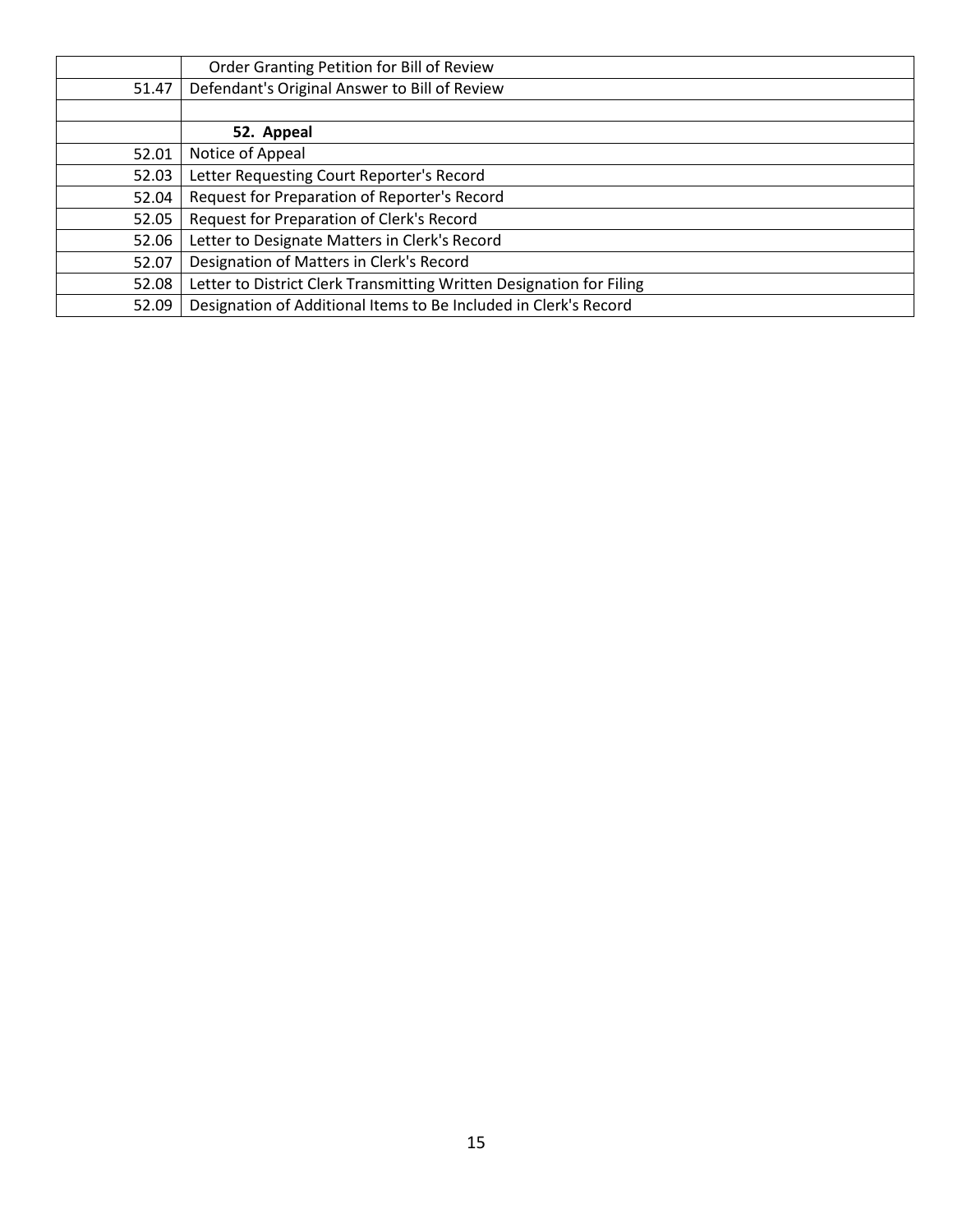| | |
|---|---|
| | Order Granting Petition for Bill of Review |
| 51.47 | Defendant's Original Answer to Bill of Review |
| | |
| | **52. Appeal** |
| 52.01 | Notice of Appeal |
| 52.03 | Letter Requesting Court Reporter's Record |
| 52.04 | Request for Preparation of Reporter's Record |
| 52.05 | Request for Preparation of Clerk's Record |
| 52.06 | Letter to Designate Matters in Clerk's Record |
| 52.07 | Designation of Matters in Clerk's Record |
| 52.08 | Letter to District Clerk Transmitting Written Designation for Filing |
| 52.09 | Designation of Additional Items to Be Included in Clerk's Record |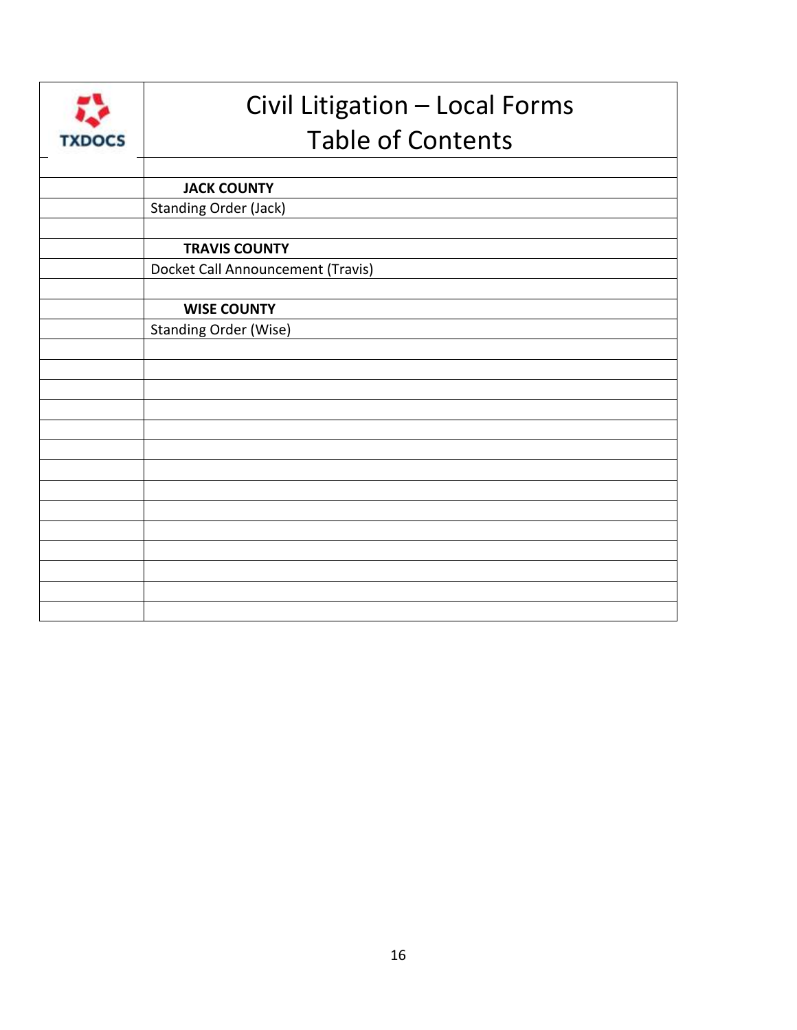| TXDOCS | Civil Litigation – Local Forms<br>Table of Contents |
|---|---|
| | |
| | **JACK COUNTY** |
| | Standing Order (Jack) |
| | |
| | **TRAVIS COUNTY** |
| | Docket Call Announcement (Travis) |
| | |
| | **WISE COUNTY** |
| | Standing Order (Wise) |